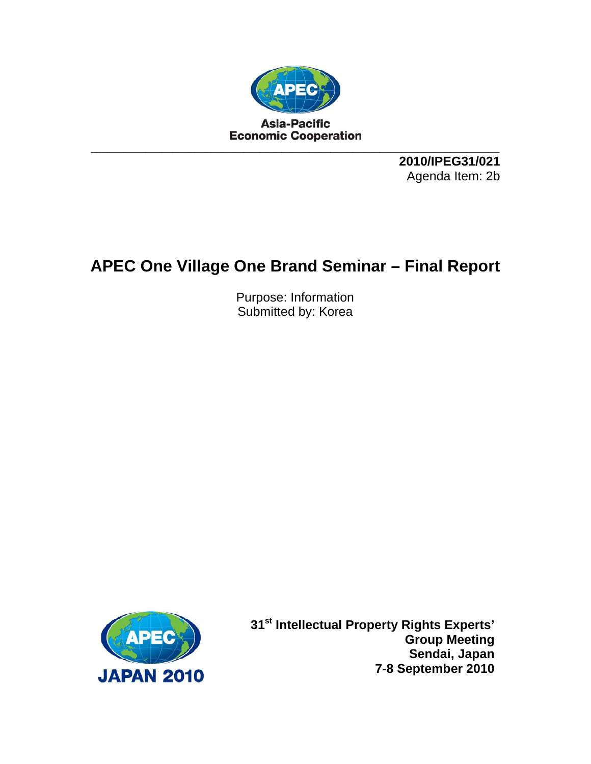Asia-Pacific
Economic Cooperation

**2010/IPEG31/021**
Agenda Item: 2b

# APEC One Village One Brand Seminar – Final Report

Purpose: Information
Submitted by: Korea

JAPAN 2010

**31st Intellectual Property Rights Experts' Group Meeting**
**Sendai, Japan**
**7-8 September 2010**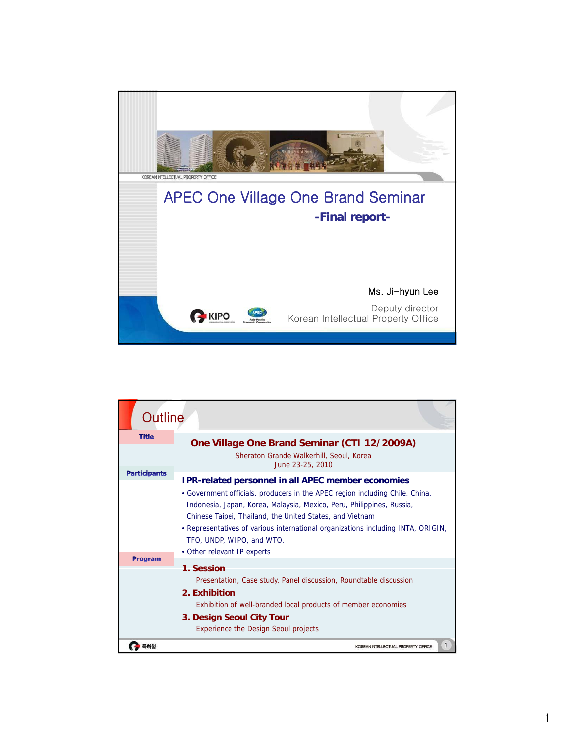# APEC One Village One Brand Seminar

**-Final report-**

Ms. Ji-hyun Lee

Deputy director

Korean Intellectual Property Office

## Outline

**Title**

**One Village One Brand Seminar (CTI 12/2009A)**

Sheraton Grande Walkerhill, Seoul, Korea

June 23-25, 2010

**Participants**

**IPR-related personnel in all APEC member economies**

- Government officials, producers in the APEC region including Chile, China, Indonesia, Japan, Korea, Malaysia, Mexico, Peru, Philippines, Russia, Chinese Taipei, Thailand, the United States, and Vietnam
- Representatives of various international organizations including INTA, ORIGIN, TFO, UNDP, WIPO, and WTO.
- Other relevant IP experts

**Program**

**1. Session**

Presentation, Case study, Panel discussion, Roundtable discussion

**2. Exhibition**

Exhibition of well-branded local products of member economies

**3. Design Seoul City Tour**

Experience the Design Seoul projects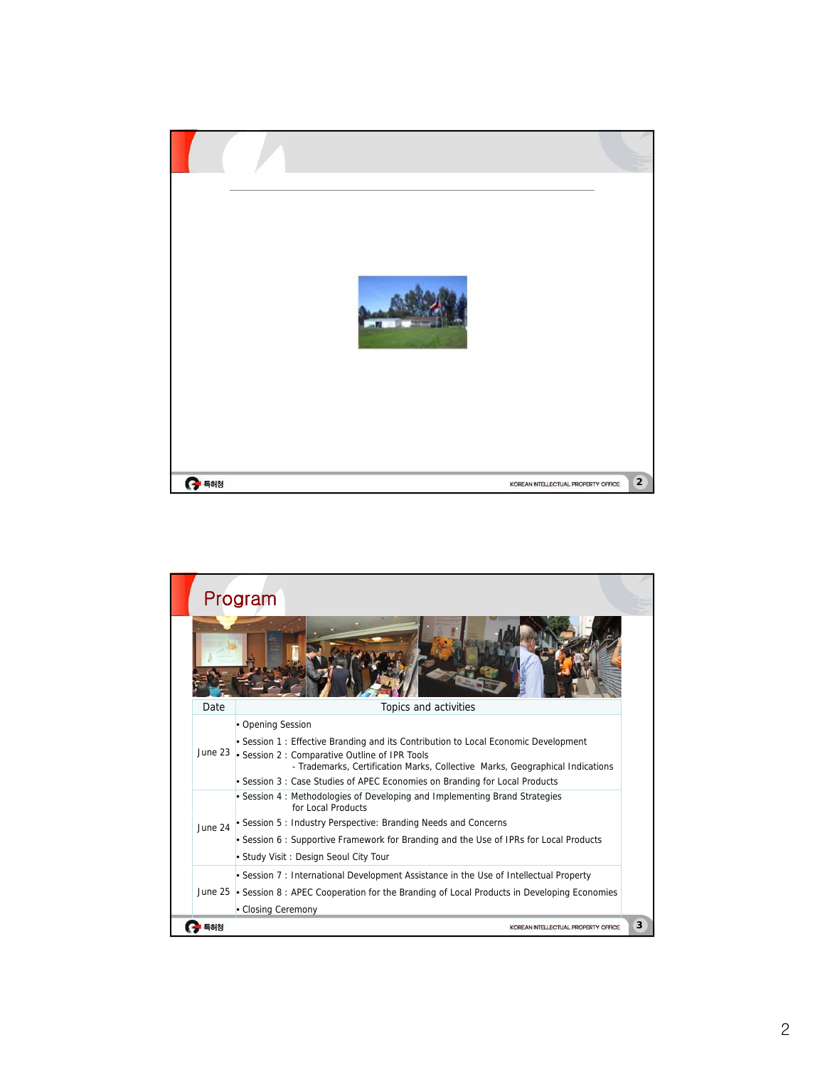## Program

| Date | Topics and activities |
|---|---|
| June 23 | • Opening Session<br>• Session 1 : Effective Branding and its Contribution to Local Economic Development<br>• Session 2 : Comparative Outline of IPR Tools<br>- Trademarks, Certification Marks, Collective Marks, Geographical Indications<br>• Session 3 : Case Studies of APEC Economies on Branding for Local Products |
| June 24 | • Session 4 : Methodologies of Developing and Implementing Brand Strategies for Local Products<br>• Session 5 : Industry Perspective: Branding Needs and Concerns<br>• Session 6 : Supportive Framework for Branding and the Use of IPRs for Local Products<br>• Study Visit : Design Seoul City Tour |
| June 25 | • Session 7 : International Development Assistance in the Use of Intellectual Property<br>• Session 8 : APEC Cooperation for the Branding of Local Products in Developing Economies<br>• Closing Ceremony |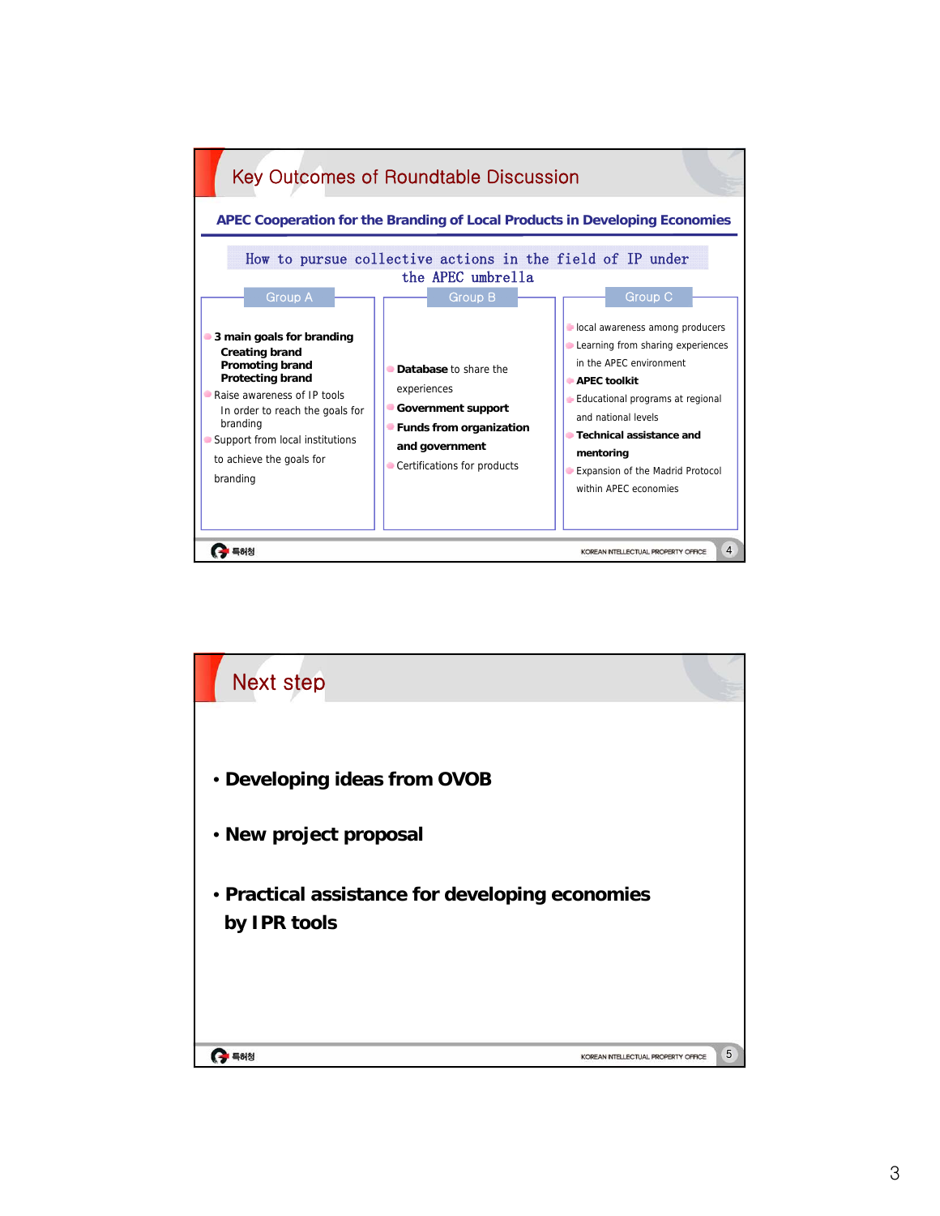## Key Outcomes of Roundtable Discussion

**APEC Cooperation for the Branding of Local Products in Developing Economies**

How to pursue collective actions in the field of IP under the APEC umbrella

### Group A

- **3 main goals for branding**
  - **Creating brand**
  - **Promoting brand**
  - **Protecting brand**
- Raise awareness of IP tools
  - In order to reach the goals for branding
- Support from local institutions to achieve the goals for branding

### Group B

- **Database** to share the experiences
- **Government support**
- **Funds from organization and government**
- Certifications for products

### Group C

- local awareness among producers
- Learning from sharing experiences in the APEC environment
- **APEC toolkit**
- Educational programs at regional and national levels
- **Technical assistance and mentoring**
- Expansion of the Madrid Protocol within APEC economies

## Next step

- **Developing ideas from OVOB**
- **New project proposal**
- **Practical assistance for developing economies by IPR tools**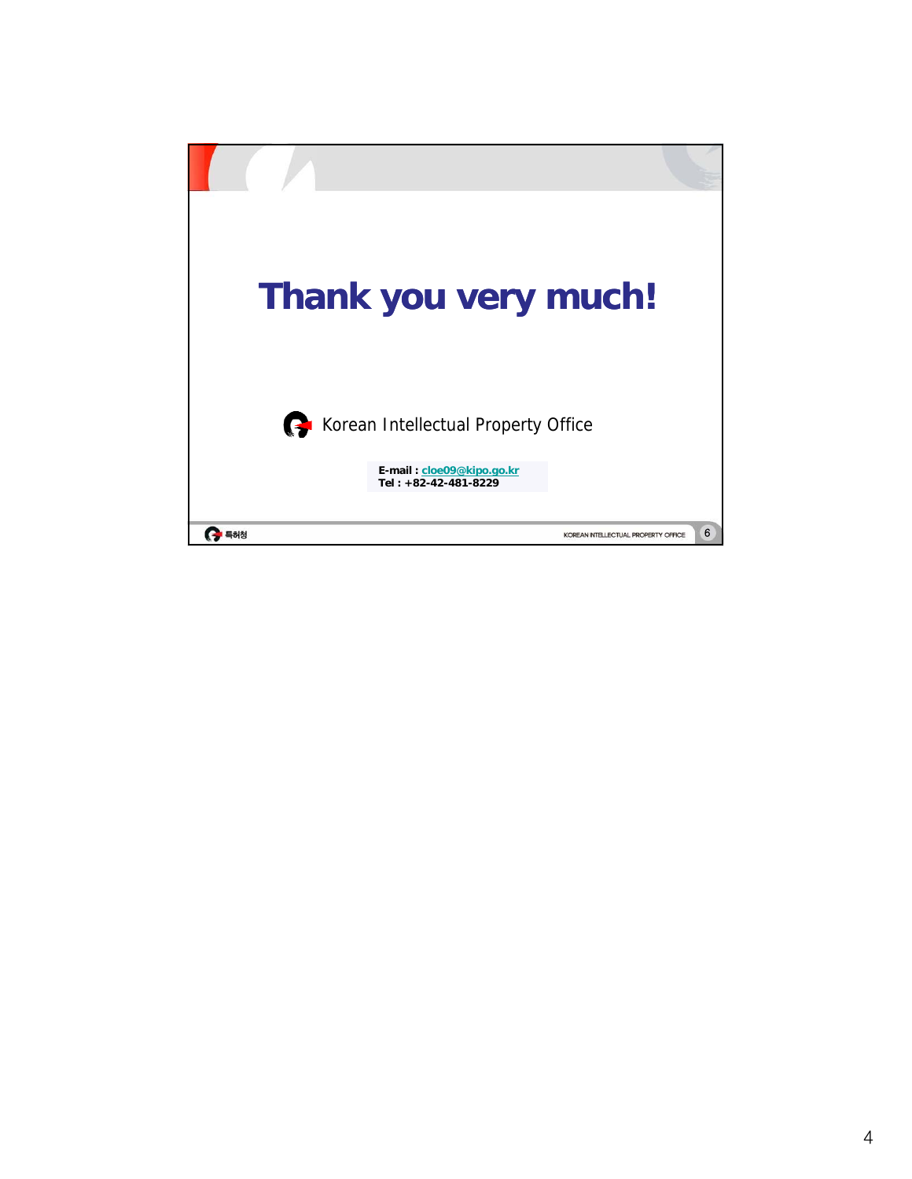# Thank you very much!

Korean Intellectual Property Office

**E-mail : cloe09@kipo.go.kr**
**Tel : +82-42-481-8229**